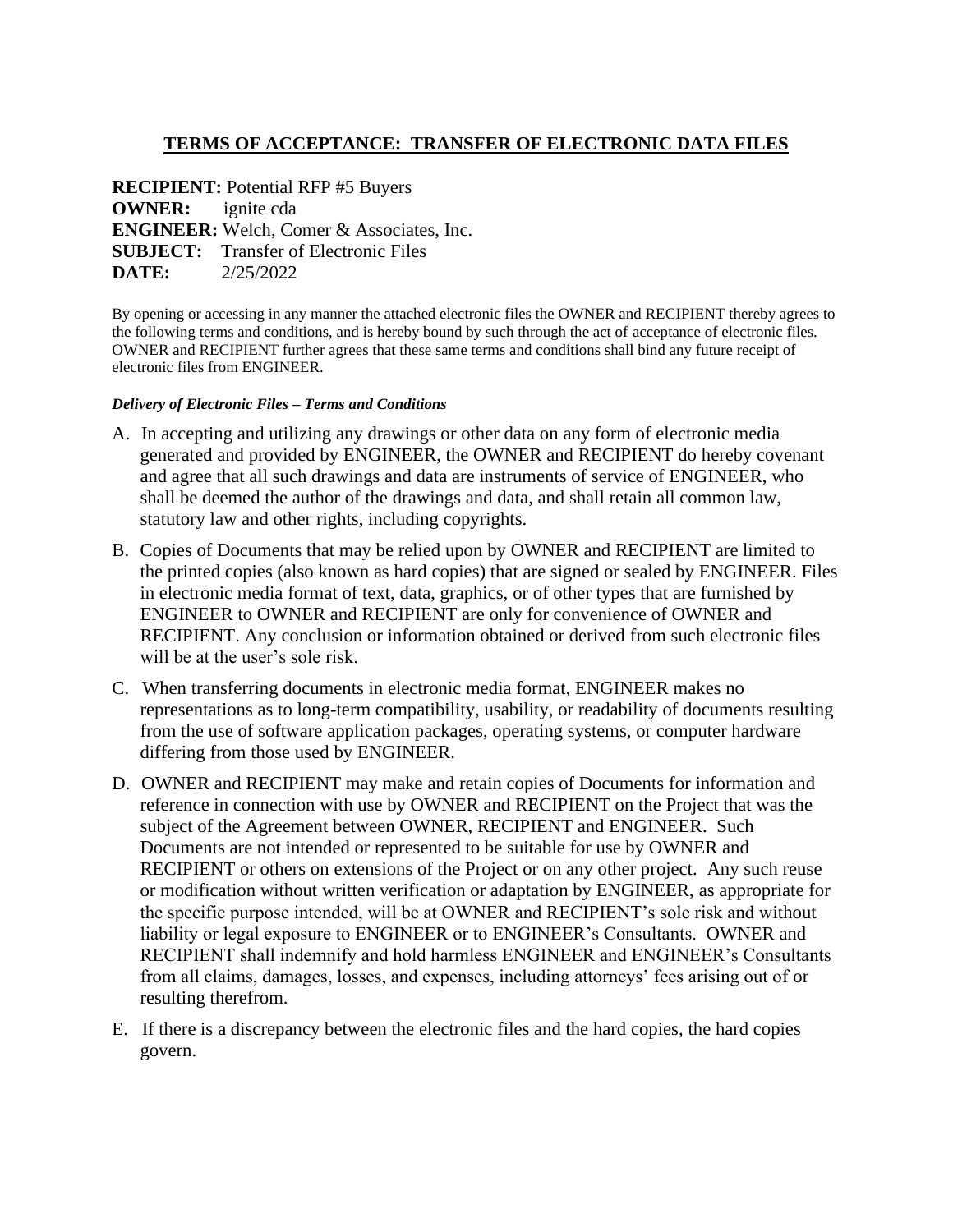## TERMS OF ACCEPTANCE: TRANSFER OF ELECTRONIC DATA FILES

**RECIPIENT:** Potential RFP #5 Buyers
**OWNER:** ignite cda
**ENGINEER:** Welch, Comer & Associates, Inc.
**SUBJECT:** Transfer of Electronic Files
**DATE:** 2/25/2022

By opening or accessing in any manner the attached electronic files the OWNER and RECIPIENT thereby agrees to the following terms and conditions, and is hereby bound by such through the act of acceptance of electronic files. OWNER and RECIPIENT further agrees that these same terms and conditions shall bind any future receipt of electronic files from ENGINEER.

***Delivery of Electronic Files – Terms and Conditions***

A. In accepting and utilizing any drawings or other data on any form of electronic media generated and provided by ENGINEER, the OWNER and RECIPIENT do hereby covenant and agree that all such drawings and data are instruments of service of ENGINEER, who shall be deemed the author of the drawings and data, and shall retain all common law, statutory law and other rights, including copyrights.

B. Copies of Documents that may be relied upon by OWNER and RECIPIENT are limited to the printed copies (also known as hard copies) that are signed or sealed by ENGINEER. Files in electronic media format of text, data, graphics, or of other types that are furnished by ENGINEER to OWNER and RECIPIENT are only for convenience of OWNER and RECIPIENT. Any conclusion or information obtained or derived from such electronic files will be at the user's sole risk.

C. When transferring documents in electronic media format, ENGINEER makes no representations as to long-term compatibility, usability, or readability of documents resulting from the use of software application packages, operating systems, or computer hardware differing from those used by ENGINEER.

D. OWNER and RECIPIENT may make and retain copies of Documents for information and reference in connection with use by OWNER and RECIPIENT on the Project that was the subject of the Agreement between OWNER, RECIPIENT and ENGINEER. Such Documents are not intended or represented to be suitable for use by OWNER and RECIPIENT or others on extensions of the Project or on any other project. Any such reuse or modification without written verification or adaptation by ENGINEER, as appropriate for the specific purpose intended, will be at OWNER and RECIPIENT's sole risk and without liability or legal exposure to ENGINEER or to ENGINEER's Consultants. OWNER and RECIPIENT shall indemnify and hold harmless ENGINEER and ENGINEER's Consultants from all claims, damages, losses, and expenses, including attorneys' fees arising out of or resulting therefrom.

E. If there is a discrepancy between the electronic files and the hard copies, the hard copies govern.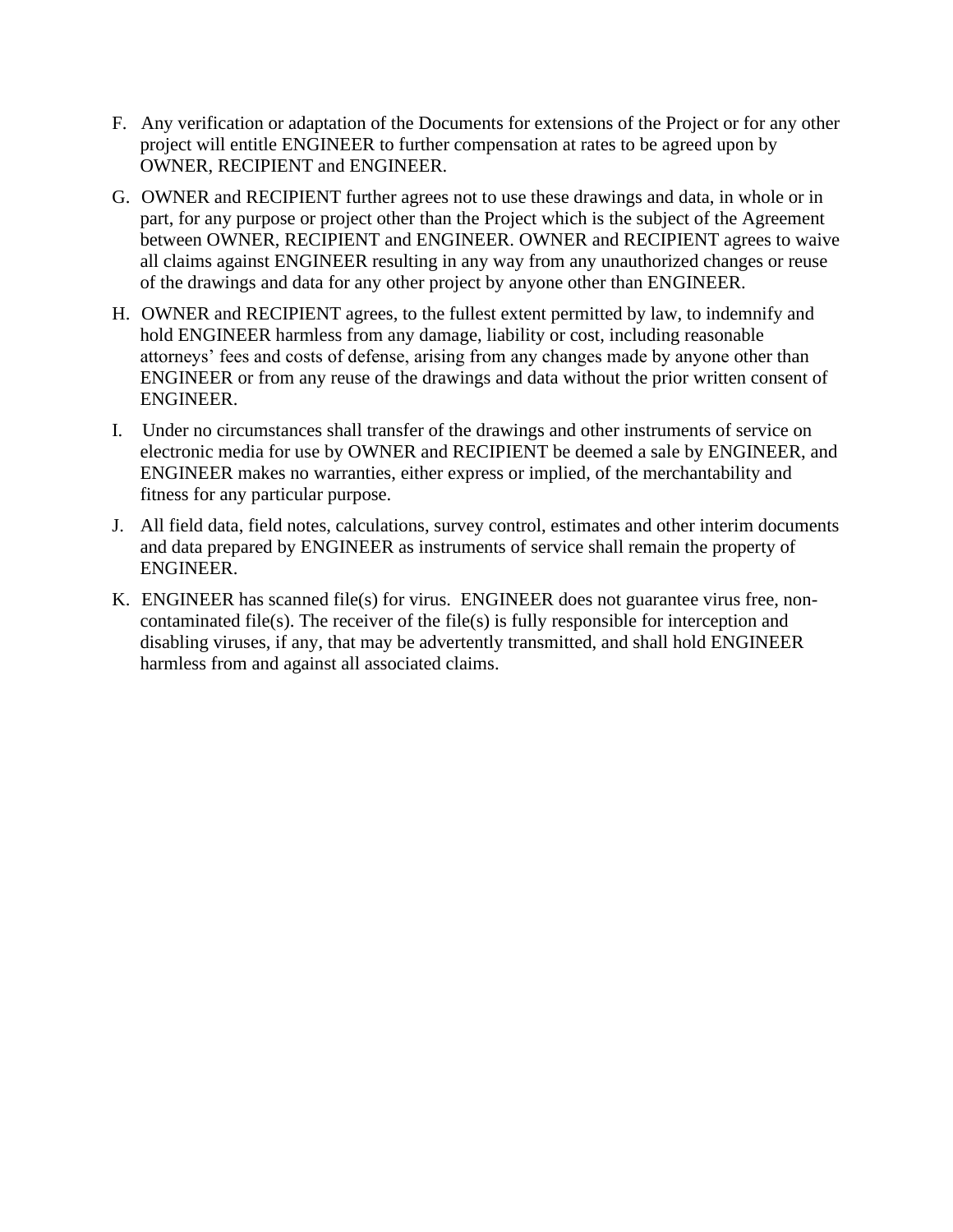F. Any verification or adaptation of the Documents for extensions of the Project or for any other project will entitle ENGINEER to further compensation at rates to be agreed upon by OWNER, RECIPIENT and ENGINEER.

G. OWNER and RECIPIENT further agrees not to use these drawings and data, in whole or in part, for any purpose or project other than the Project which is the subject of the Agreement between OWNER, RECIPIENT and ENGINEER. OWNER and RECIPIENT agrees to waive all claims against ENGINEER resulting in any way from any unauthorized changes or reuse of the drawings and data for any other project by anyone other than ENGINEER.

H. OWNER and RECIPIENT agrees, to the fullest extent permitted by law, to indemnify and hold ENGINEER harmless from any damage, liability or cost, including reasonable attorneys' fees and costs of defense, arising from any changes made by anyone other than ENGINEER or from any reuse of the drawings and data without the prior written consent of ENGINEER.

I. Under no circumstances shall transfer of the drawings and other instruments of service on electronic media for use by OWNER and RECIPIENT be deemed a sale by ENGINEER, and ENGINEER makes no warranties, either express or implied, of the merchantability and fitness for any particular purpose.

J. All field data, field notes, calculations, survey control, estimates and other interim documents and data prepared by ENGINEER as instruments of service shall remain the property of ENGINEER.

K. ENGINEER has scanned file(s) for virus. ENGINEER does not guarantee virus free, non-contaminated file(s). The receiver of the file(s) is fully responsible for interception and disabling viruses, if any, that may be advertently transmitted, and shall hold ENGINEER harmless from and against all associated claims.